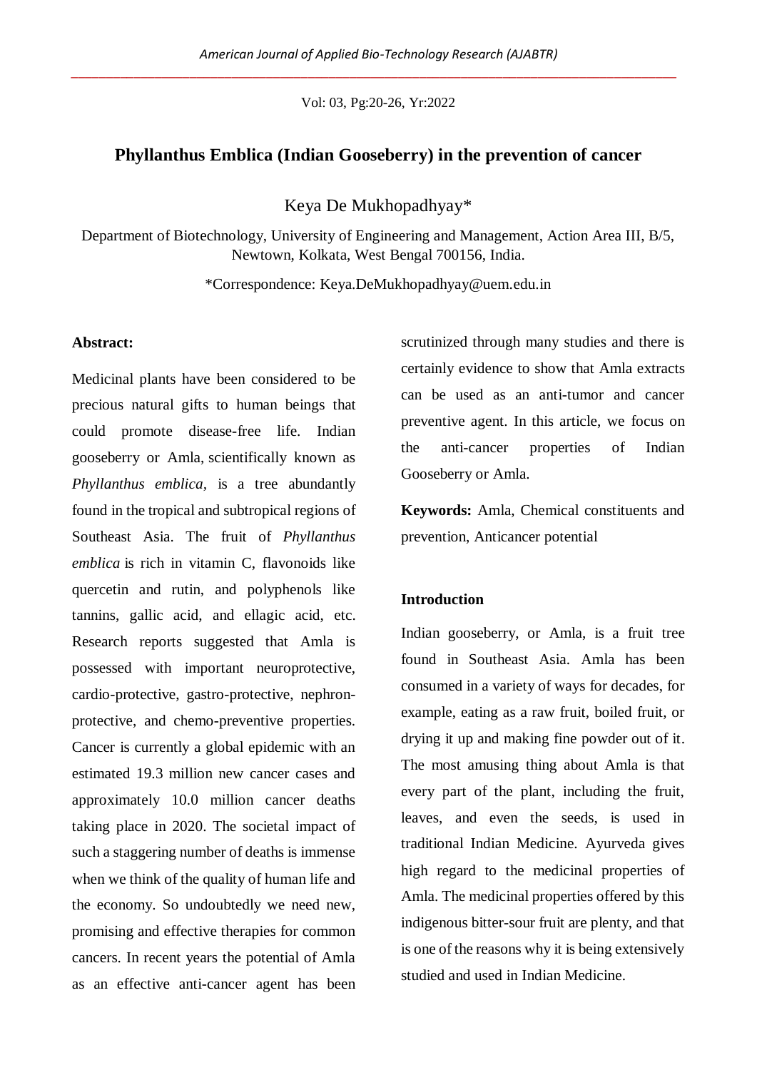# Phyllanthus Emblica (Indian Gooseberry) in the prevention of cancer

Keya De Mukhopadhyay*

Department of Biotechnology, University of Engineering and Management, Action Area III, B/5, Newtown, Kolkata, West Bengal 700156, India.

*Correspondence: Keya.DeMukhopadhyay@uem.edu.in

**Abstract:**

Medicinal plants have been considered to be precious natural gifts to human beings that could promote disease-free life. Indian gooseberry or Amla, scientifically known as *Phyllanthus emblica,* is a tree abundantly found in the tropical and subtropical regions of Southeast Asia. The fruit of *Phyllanthus emblica* is rich in vitamin C, flavonoids like quercetin and rutin, and polyphenols like tannins, gallic acid, and ellagic acid, etc. Research reports suggested that Amla is possessed with important neuroprotective, cardio-protective, gastro-protective, nephron-protective, and chemo-preventive properties. Cancer is currently a global epidemic with an estimated 19.3 million new cancer cases and approximately 10.0 million cancer deaths taking place in 2020. The societal impact of such a staggering number of deaths is immense when we think of the quality of human life and the economy. So undoubtedly we need new, promising and effective therapies for common cancers. In recent years the potential of Amla as an effective anti-cancer agent has been scrutinized through many studies and there is certainly evidence to show that Amla extracts can be used as an anti-tumor and cancer preventive agent. In this article, we focus on the anti-cancer properties of Indian Gooseberry or Amla.

**Keywords:** Amla, Chemical constituents and prevention, Anticancer potential

## Introduction

Indian gooseberry, or Amla, is a fruit tree found in Southeast Asia. Amla has been consumed in a variety of ways for decades, for example, eating as a raw fruit, boiled fruit, or drying it up and making fine powder out of it. The most amusing thing about Amla is that every part of the plant, including the fruit, leaves, and even the seeds, is used in traditional Indian Medicine. Ayurveda gives high regard to the medicinal properties of Amla. The medicinal properties offered by this indigenous bitter-sour fruit are plenty, and that is one of the reasons why it is being extensively studied and used in Indian Medicine.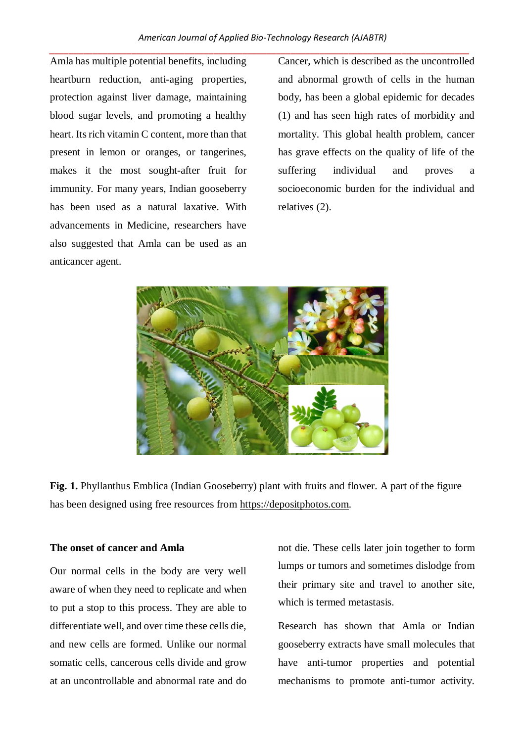Amla has multiple potential benefits, including heartburn reduction, anti-aging properties, protection against liver damage, maintaining blood sugar levels, and promoting a healthy heart. Its rich vitamin C content, more than that present in lemon or oranges, or tangerines, makes it the most sought-after fruit for immunity. For many years, Indian gooseberry has been used as a natural laxative. With advancements in Medicine, researchers have also suggested that Amla can be used as an anticancer agent.

Cancer, which is described as the uncontrolled and abnormal growth of cells in the human body, has been a global epidemic for decades (1) and has seen high rates of morbidity and mortality. This global health problem, cancer has grave effects on the quality of life of the suffering individual and proves a socioeconomic burden for the individual and relatives (2).

**Fig. 1.** Phyllanthus Emblica (Indian Gooseberry) plant with fruits and flower. A part of the figure has been designed using free resources from https://depositphotos.com.

### The onset of cancer and Amla

Our normal cells in the body are very well aware of when they need to replicate and when to put a stop to this process. They are able to differentiate well, and over time these cells die, and new cells are formed. Unlike our normal somatic cells, cancerous cells divide and grow at an uncontrollable and abnormal rate and do not die. These cells later join together to form lumps or tumors and sometimes dislodge from their primary site and travel to another site, which is termed metastasis.

Research has shown that Amla or Indian gooseberry extracts have small molecules that have anti-tumor properties and potential mechanisms to promote anti-tumor activity.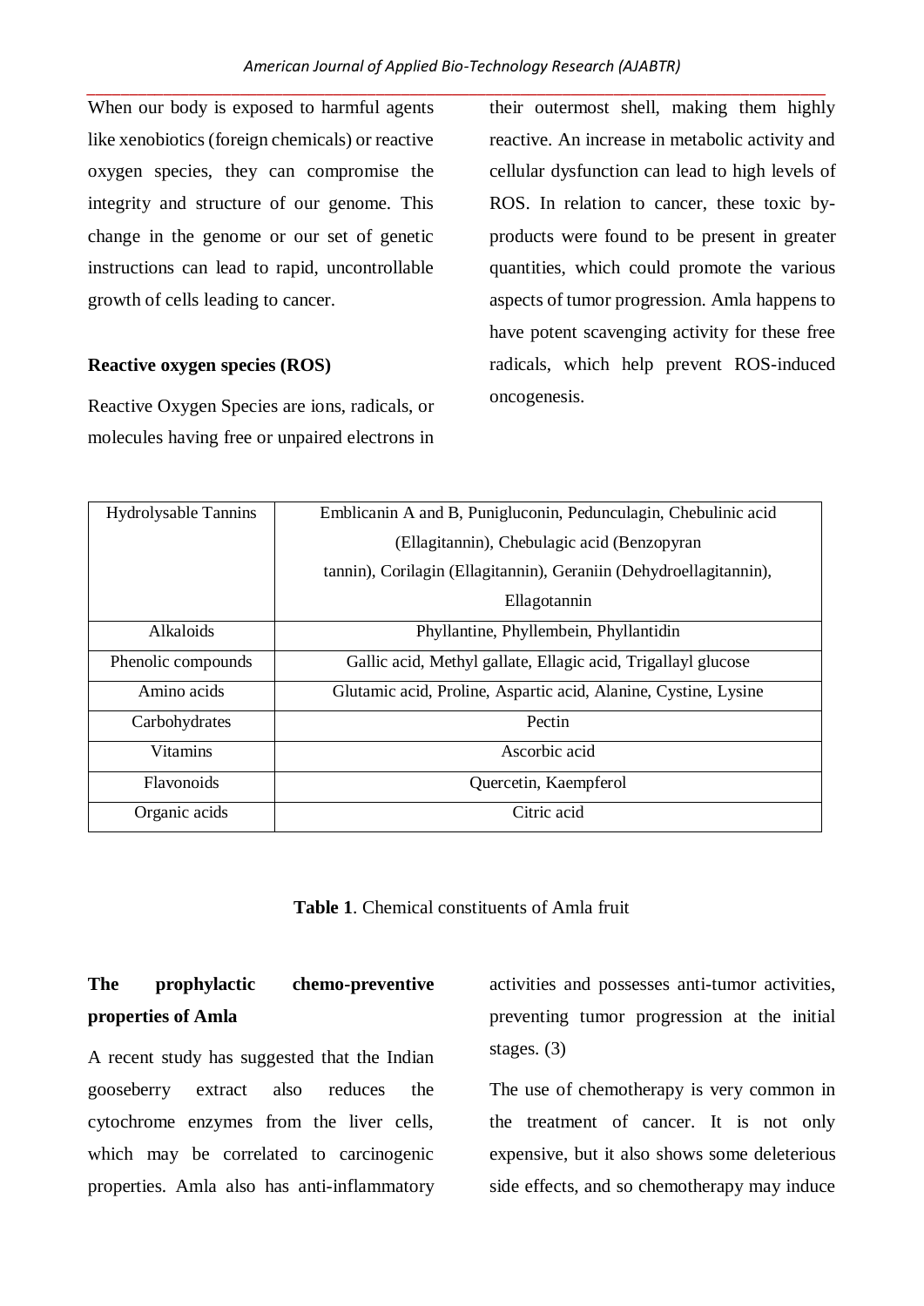When our body is exposed to harmful agents like xenobiotics (foreign chemicals) or reactive oxygen species, they can compromise the integrity and structure of our genome. This change in the genome or our set of genetic instructions can lead to rapid, uncontrollable growth of cells leading to cancer.

**Reactive oxygen species (ROS)**

Reactive Oxygen Species are ions, radicals, or molecules having free or unpaired electrons in their outermost shell, making them highly reactive. An increase in metabolic activity and cellular dysfunction can lead to high levels of ROS. In relation to cancer, these toxic by-products were found to be present in greater quantities, which could promote the various aspects of tumor progression. Amla happens to have potent scavenging activity for these free radicals, which help prevent ROS-induced oncogenesis.

| Hydrolysable Tannins | Emblicanin A and B, Punigluconin, Pedunculagin, Chebulinic acid (Ellagitannin), Chebulagic acid (Benzopyran tannin), Corilagin (Ellagitannin), Geraniin (Dehydroellagitannin), Ellagotannin |
|---|---|
| Alkaloids | Phyllantine, Phyllembein, Phyllantidin |
| Phenolic compounds | Gallic acid, Methyl gallate, Ellagic acid, Trigallayl glucose |
| Amino acids | Glutamic acid, Proline, Aspartic acid, Alanine, Cystine, Lysine |
| Carbohydrates | Pectin |
| Vitamins | Ascorbic acid |
| Flavonoids | Quercetin, Kaempferol |
| Organic acids | Citric acid |

**Table 1**. Chemical constituents of Amla fruit

**The prophylactic chemo-preventive properties of Amla**

A recent study has suggested that the Indian gooseberry extract also reduces the cytochrome enzymes from the liver cells, which may be correlated to carcinogenic properties. Amla also has anti-inflammatory activities and possesses anti-tumor activities, preventing tumor progression at the initial stages. (3)

The use of chemotherapy is very common in the treatment of cancer. It is not only expensive, but it also shows some deleterious side effects, and so chemotherapy may induce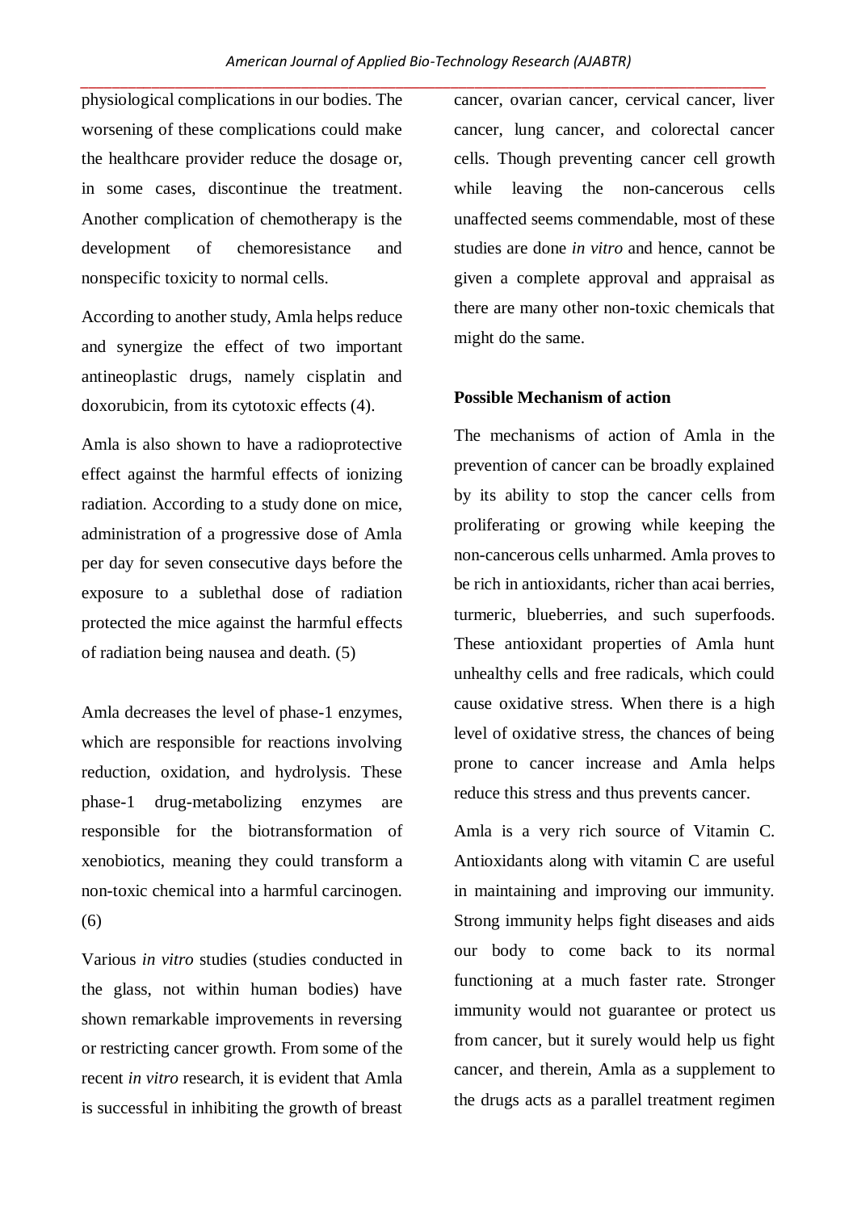physiological complications in our bodies. The worsening of these complications could make the healthcare provider reduce the dosage or, in some cases, discontinue the treatment. Another complication of chemotherapy is the development of chemoresistance and nonspecific toxicity to normal cells.

According to another study, Amla helps reduce and synergize the effect of two important antineoplastic drugs, namely cisplatin and doxorubicin, from its cytotoxic effects (4).

Amla is also shown to have a radioprotective effect against the harmful effects of ionizing radiation. According to a study done on mice, administration of a progressive dose of Amla per day for seven consecutive days before the exposure to a sublethal dose of radiation protected the mice against the harmful effects of radiation being nausea and death. (5)

Amla decreases the level of phase-1 enzymes, which are responsible for reactions involving reduction, oxidation, and hydrolysis. These phase-1 drug-metabolizing enzymes are responsible for the biotransformation of xenobiotics, meaning they could transform a non-toxic chemical into a harmful carcinogen. (6)

Various *in vitro* studies (studies conducted in the glass, not within human bodies) have shown remarkable improvements in reversing or restricting cancer growth. From some of the recent *in vitro* research, it is evident that Amla is successful in inhibiting the growth of breast cancer, ovarian cancer, cervical cancer, liver cancer, lung cancer, and colorectal cancer cells. Though preventing cancer cell growth while leaving the non-cancerous cells unaffected seems commendable, most of these studies are done *in vitro* and hence, cannot be given a complete approval and appraisal as there are many other non-toxic chemicals that might do the same.

**Possible Mechanism of action**

The mechanisms of action of Amla in the prevention of cancer can be broadly explained by its ability to stop the cancer cells from proliferating or growing while keeping the non-cancerous cells unharmed. Amla proves to be rich in antioxidants, richer than acai berries, turmeric, blueberries, and such superfoods. These antioxidant properties of Amla hunt unhealthy cells and free radicals, which could cause oxidative stress. When there is a high level of oxidative stress, the chances of being prone to cancer increase and Amla helps reduce this stress and thus prevents cancer.

Amla is a very rich source of Vitamin C. Antioxidants along with vitamin C are useful in maintaining and improving our immunity. Strong immunity helps fight diseases and aids our body to come back to its normal functioning at a much faster rate. Stronger immunity would not guarantee or protect us from cancer, but it surely would help us fight cancer, and therein, Amla as a supplement to the drugs acts as a parallel treatment regimen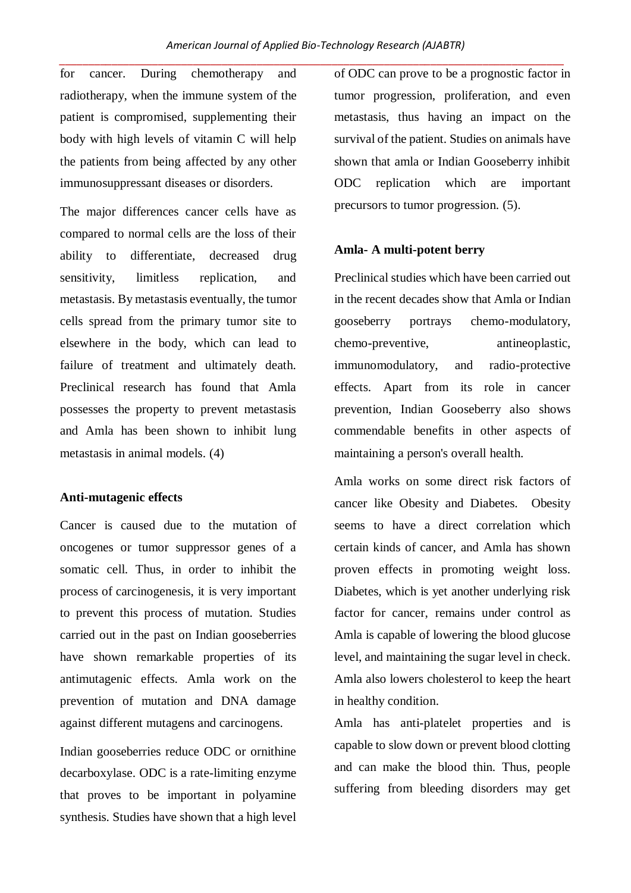for cancer. During chemotherapy and radiotherapy, when the immune system of the patient is compromised, supplementing their body with high levels of vitamin C will help the patients from being affected by any other immunosuppressant diseases or disorders.

The major differences cancer cells have as compared to normal cells are the loss of their ability to differentiate, decreased drug sensitivity, limitless replication, and metastasis. By metastasis eventually, the tumor cells spread from the primary tumor site to elsewhere in the body, which can lead to failure of treatment and ultimately death. Preclinical research has found that Amla possesses the property to prevent metastasis and Amla has been shown to inhibit lung metastasis in animal models. (4)

**Anti-mutagenic effects**

Cancer is caused due to the mutation of oncogenes or tumor suppressor genes of a somatic cell. Thus, in order to inhibit the process of carcinogenesis, it is very important to prevent this process of mutation. Studies carried out in the past on Indian gooseberries have shown remarkable properties of its antimutagenic effects. Amla work on the prevention of mutation and DNA damage against different mutagens and carcinogens.

Indian gooseberries reduce ODC or ornithine decarboxylase. ODC is a rate-limiting enzyme that proves to be important in polyamine synthesis. Studies have shown that a high level of ODC can prove to be a prognostic factor in tumor progression, proliferation, and even metastasis, thus having an impact on the survival of the patient. Studies on animals have shown that amla or Indian Gooseberry inhibit ODC replication which are important precursors to tumor progression. (5).

**Amla- A multi-potent berry**

Preclinical studies which have been carried out in the recent decades show that Amla or Indian gooseberry portrays chemo-modulatory, chemo-preventive, antineoplastic, immunomodulatory, and radio-protective effects. Apart from its role in cancer prevention, Indian Gooseberry also shows commendable benefits in other aspects of maintaining a person's overall health.

Amla works on some direct risk factors of cancer like Obesity and Diabetes. Obesity seems to have a direct correlation which certain kinds of cancer, and Amla has shown proven effects in promoting weight loss. Diabetes, which is yet another underlying risk factor for cancer, remains under control as Amla is capable of lowering the blood glucose level, and maintaining the sugar level in check. Amla also lowers cholesterol to keep the heart in healthy condition.

Amla has anti-platelet properties and is capable to slow down or prevent blood clotting and can make the blood thin. Thus, people suffering from bleeding disorders may get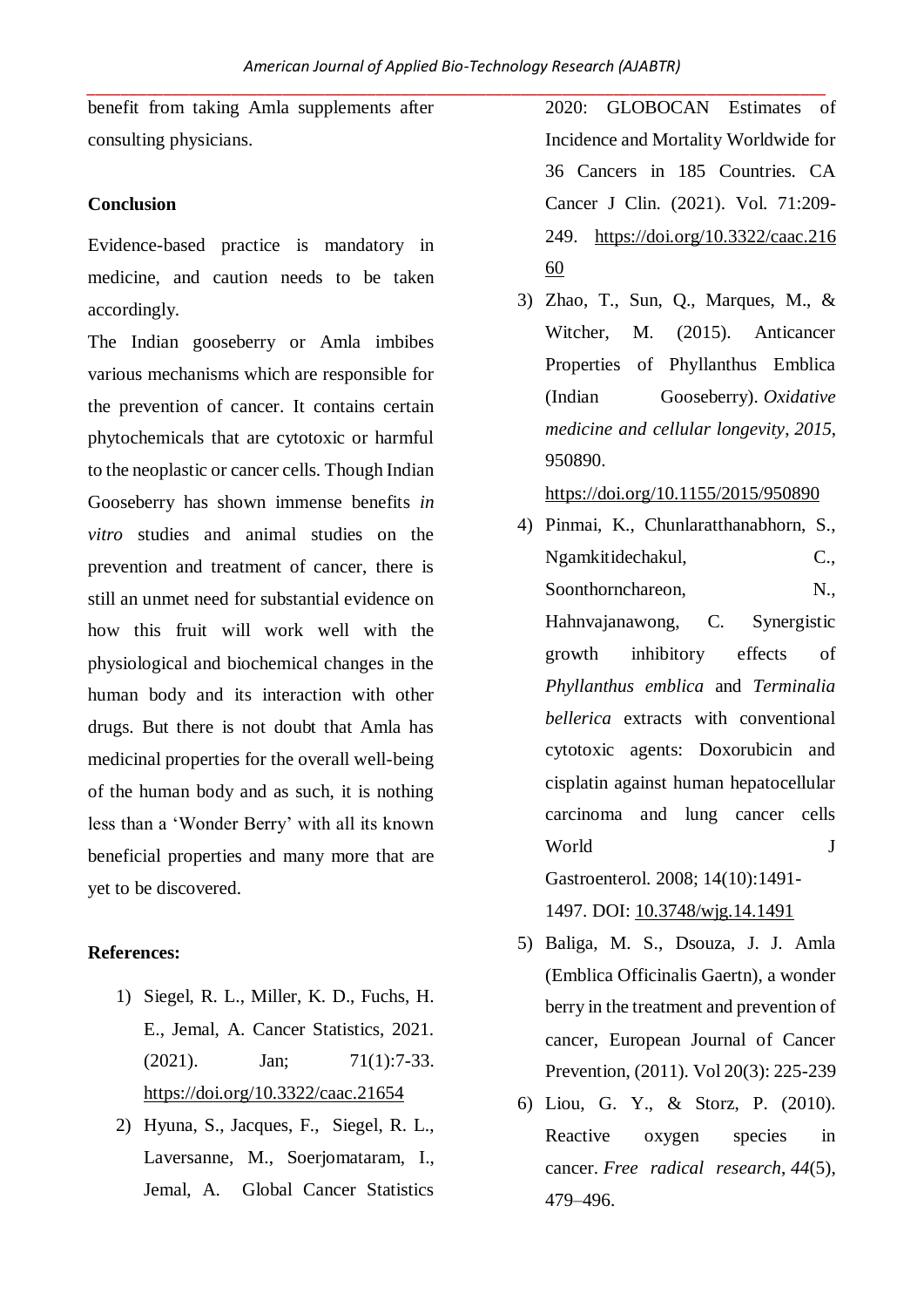benefit from taking Amla supplements after consulting physicians.

## Conclusion

Evidence-based practice is mandatory in medicine, and caution needs to be taken accordingly.

The Indian gooseberry or Amla imbibes various mechanisms which are responsible for the prevention of cancer. It contains certain phytochemicals that are cytotoxic or harmful to the neoplastic or cancer cells. Though Indian Gooseberry has shown immense benefits *in vitro* studies and animal studies on the prevention and treatment of cancer, there is still an unmet need for substantial evidence on how this fruit will work well with the physiological and biochemical changes in the human body and its interaction with other drugs. But there is not doubt that Amla has medicinal properties for the overall well-being of the human body and as such, it is nothing less than a 'Wonder Berry' with all its known beneficial properties and many more that are yet to be discovered.

## References:

1) Siegel, R. L., Miller, K. D., Fuchs, H. E., Jemal, A. Cancer Statistics, 2021. (2021). Jan; 71(1):7-33. https://doi.org/10.3322/caac.21654
2) Hyuna, S., Jacques, F., Siegel, R. L., Laversanne, M., Soerjomataram, I., Jemal, A. Global Cancer Statistics 2020: GLOBOCAN Estimates of Incidence and Mortality Worldwide for 36 Cancers in 185 Countries. CA Cancer J Clin. (2021). Vol. 71:209-249. https://doi.org/10.3322/caac.21660
3) Zhao, T., Sun, Q., Marques, M., & Witcher, M. (2015). Anticancer Properties of Phyllanthus Emblica (Indian Gooseberry). *Oxidative medicine and cellular longevity*, *2015*, 950890. https://doi.org/10.1155/2015/950890
4) Pinmai, K., Chunlaratthanabhorn, S., Ngamkitidechakul, C., Soonthornchareon, N., Hahnvajanawong, C. Synergistic growth inhibitory effects of *Phyllanthus emblica* and *Terminalia bellerica* extracts with conventional cytotoxic agents: Doxorubicin and cisplatin against human hepatocellular carcinoma and lung cancer cells World J Gastroenterol. 2008; 14(10):1491-1497. DOI: 10.3748/wjg.14.1491
5) Baliga, M. S., Dsouza, J. J. Amla (Emblica Officinalis Gaertn), a wonder berry in the treatment and prevention of cancer, European Journal of Cancer Prevention, (2011). Vol 20(3): 225-239
6) Liou, G. Y., & Storz, P. (2010). Reactive oxygen species in cancer. *Free radical research*, *44*(5), 479–496.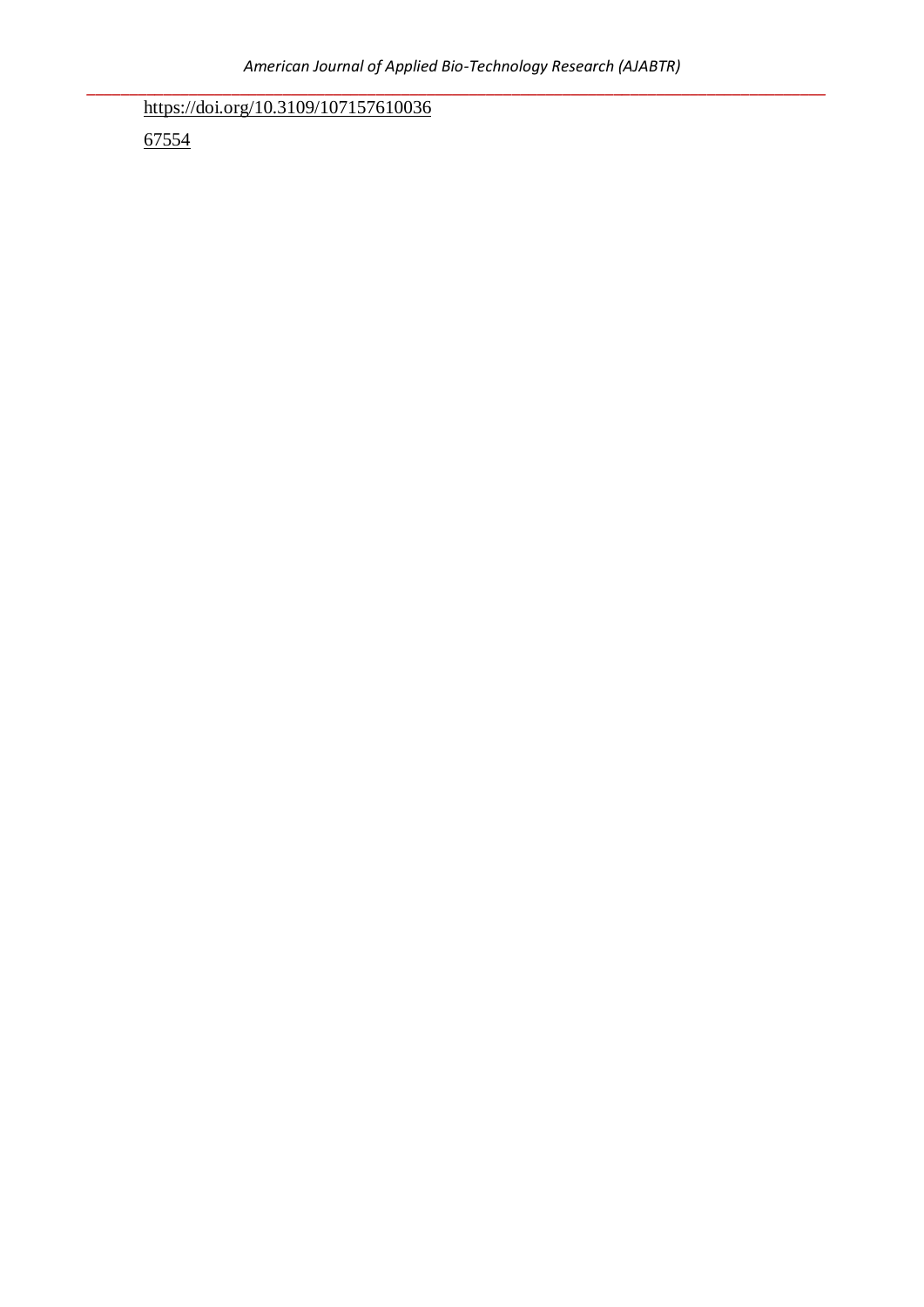https://doi.org/10.3109/107157610036
67554